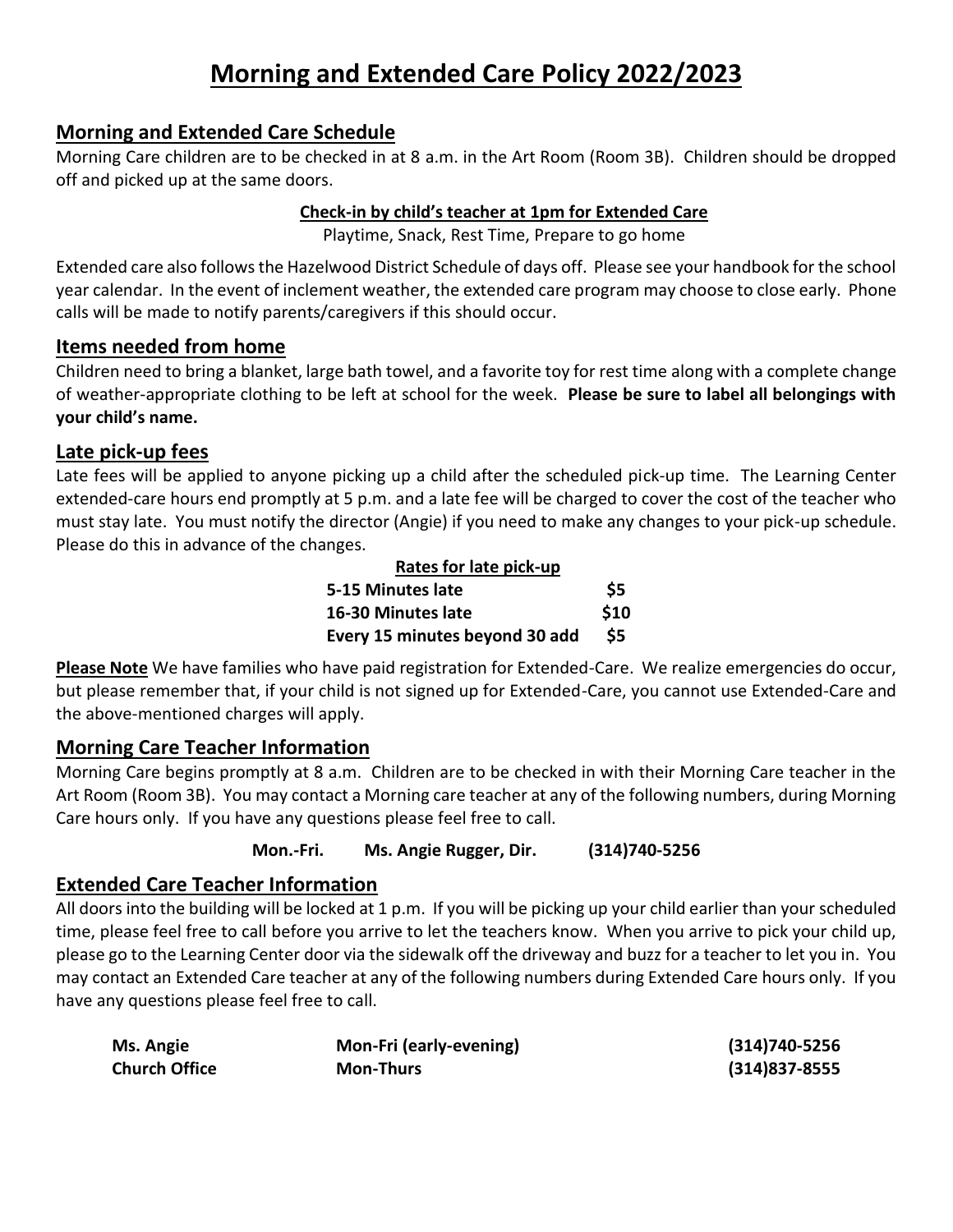# Morning and Extended Care Policy 2022/2023

## Morning and Extended Care Schedule

Morning Care children are to be checked in at 8 a.m. in the Art Room (Room 3B). Children should be dropped off and picked up at the same doors.

**Check-in by child's teacher at 1pm for Extended Care**

Playtime, Snack, Rest Time, Prepare to go home

Extended care also follows the Hazelwood District Schedule of days off. Please see your handbook for the school year calendar. In the event of inclement weather, the extended care program may choose to close early. Phone calls will be made to notify parents/caregivers if this should occur.

## Items needed from home

Children need to bring a blanket, large bath towel, and a favorite toy for rest time along with a complete change of weather-appropriate clothing to be left at school for the week. **Please be sure to label all belongings with your child's name.**

## Late pick-up fees

Late fees will be applied to anyone picking up a child after the scheduled pick-up time. The Learning Center extended-care hours end promptly at 5 p.m. and a late fee will be charged to cover the cost of the teacher who must stay late. You must notify the director (Angie) if you need to make any changes to your pick-up schedule. Please do this in advance of the changes.

| Rates for late pick-up | |
|---|---|
| **5-15 Minutes late** | **$5** |
| **16-30 Minutes late** | **$10** |
| **Every 15 minutes beyond 30 add** | **$5** |

**Please Note** We have families who have paid registration for Extended-Care. We realize emergencies do occur, but please remember that, if your child is not signed up for Extended-Care, you cannot use Extended-Care and the above-mentioned charges will apply.

## Morning Care Teacher Information

Morning Care begins promptly at 8 a.m. Children are to be checked in with their Morning Care teacher in the Art Room (Room 3B). You may contact a Morning care teacher at any of the following numbers, during Morning Care hours only. If you have any questions please feel free to call.

**Mon.-Fri. Ms. Angie Rugger, Dir. (314)740-5256**

## Extended Care Teacher Information

All doors into the building will be locked at 1 p.m. If you will be picking up your child earlier than your scheduled time, please feel free to call before you arrive to let the teachers know. When you arrive to pick your child up, please go to the Learning Center door via the sidewalk off the driveway and buzz for a teacher to let you in. You may contact an Extended Care teacher at any of the following numbers during Extended Care hours only. If you have any questions please feel free to call.

| | | |
|---|---|---|
| **Ms. Angie** | **Mon-Fri (early-evening)** | **(314)740-5256** |
| **Church Office** | **Mon-Thurs** | **(314)837-8555** |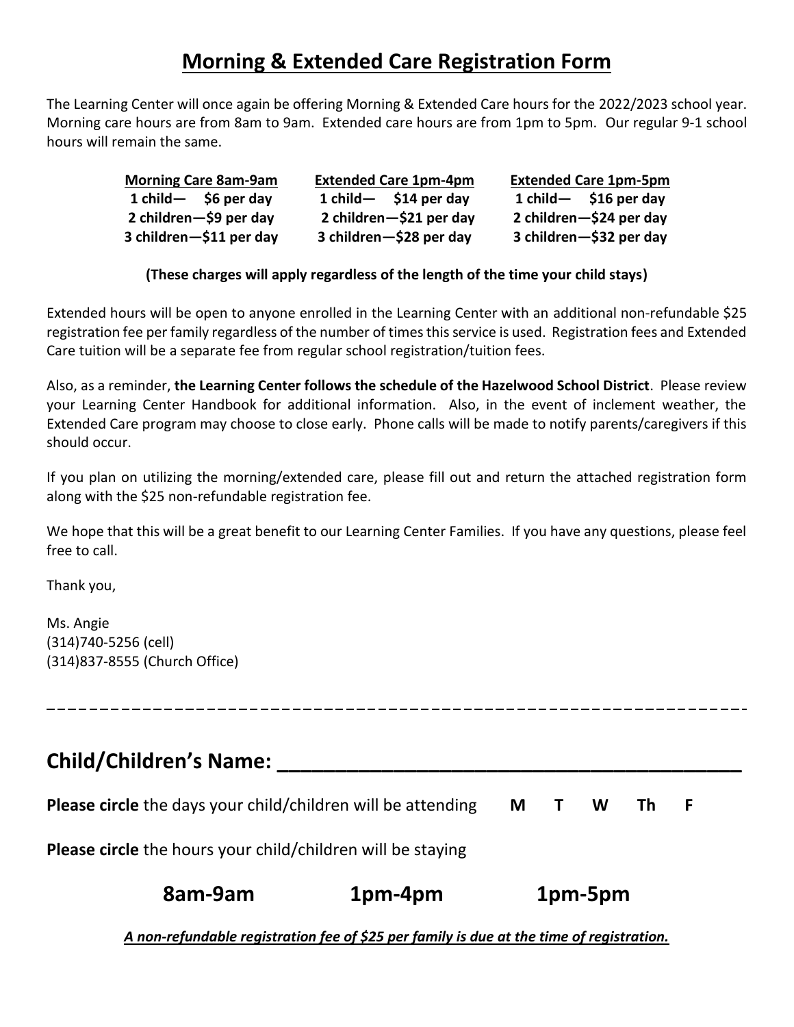# Morning & Extended Care Registration Form

The Learning Center will once again be offering Morning & Extended Care hours for the 2022/2023 school year. Morning care hours are from 8am to 9am. Extended care hours are from 1pm to 5pm. Our regular 9-1 school hours will remain the same.

| Morning Care 8am-9am | Extended Care 1pm-4pm | Extended Care 1pm-5pm |
|---|---|---|
| **1 child— $6 per day** | **1 child— $14 per day** | **1 child— $16 per day** |
| **2 children—$9 per day** | **2 children—$21 per day** | **2 children—$24 per day** |
| **3 children—$11 per day** | **3 children—$28 per day** | **3 children—$32 per day** |

**(These charges will apply regardless of the length of the time your child stays)**

Extended hours will be open to anyone enrolled in the Learning Center with an additional non-refundable $25 registration fee per family regardless of the number of times this service is used. Registration fees and Extended Care tuition will be a separate fee from regular school registration/tuition fees.

Also, as a reminder, **the Learning Center follows the schedule of the Hazelwood School District**. Please review your Learning Center Handbook for additional information. Also, in the event of inclement weather, the Extended Care program may choose to close early. Phone calls will be made to notify parents/caregivers if this should occur.

If you plan on utilizing the morning/extended care, please fill out and return the attached registration form along with the $25 non-refundable registration fee.

We hope that this will be a great benefit to our Learning Center Families. If you have any questions, please feel free to call.

Thank you,

Ms. Angie
(314)740-5256 (cell)
(314)837-8555 (Church Office)

---

## Child/Children's Name: ________________________________________

**Please circle** the days your child/children will be attending **M T W Th F**

**Please circle** the hours your child/children will be staying

**8am-9am 1pm-4pm 1pm-5pm**

***A non-refundable registration fee of $25 per family is due at the time of registration.***